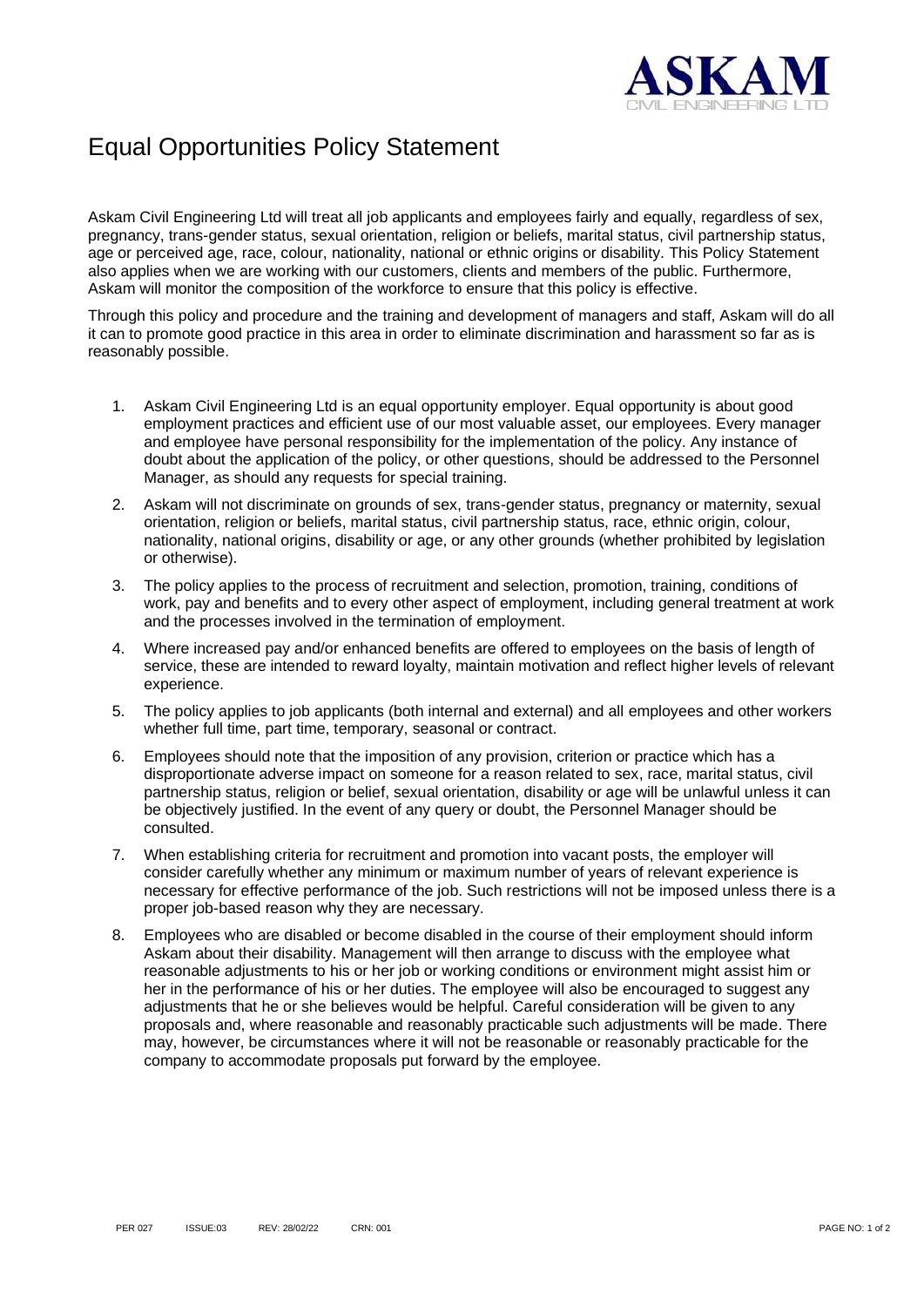# Equal Opportunities Policy Statement

Askam Civil Engineering Ltd will treat all job applicants and employees fairly and equally, regardless of sex, pregnancy, trans-gender status, sexual orientation, religion or beliefs, marital status, civil partnership status, age or perceived age, race, colour, nationality, national or ethnic origins or disability. This Policy Statement also applies when we are working with our customers, clients and members of the public. Furthermore, Askam will monitor the composition of the workforce to ensure that this policy is effective.

Through this policy and procedure and the training and development of managers and staff, Askam will do all it can to promote good practice in this area in order to eliminate discrimination and harassment so far as is reasonably possible.

1. Askam Civil Engineering Ltd is an equal opportunity employer. Equal opportunity is about good employment practices and efficient use of our most valuable asset, our employees. Every manager and employee have personal responsibility for the implementation of the policy. Any instance of doubt about the application of the policy, or other questions, should be addressed to the Personnel Manager, as should any requests for special training.
2. Askam will not discriminate on grounds of sex, trans-gender status, pregnancy or maternity, sexual orientation, religion or beliefs, marital status, civil partnership status, race, ethnic origin, colour, nationality, national origins, disability or age, or any other grounds (whether prohibited by legislation or otherwise).
3. The policy applies to the process of recruitment and selection, promotion, training, conditions of work, pay and benefits and to every other aspect of employment, including general treatment at work and the processes involved in the termination of employment.
4. Where increased pay and/or enhanced benefits are offered to employees on the basis of length of service, these are intended to reward loyalty, maintain motivation and reflect higher levels of relevant experience.
5. The policy applies to job applicants (both internal and external) and all employees and other workers whether full time, part time, temporary, seasonal or contract.
6. Employees should note that the imposition of any provision, criterion or practice which has a disproportionate adverse impact on someone for a reason related to sex, race, marital status, civil partnership status, religion or belief, sexual orientation, disability or age will be unlawful unless it can be objectively justified. In the event of any query or doubt, the Personnel Manager should be consulted.
7. When establishing criteria for recruitment and promotion into vacant posts, the employer will consider carefully whether any minimum or maximum number of years of relevant experience is necessary for effective performance of the job. Such restrictions will not be imposed unless there is a proper job-based reason why they are necessary.
8. Employees who are disabled or become disabled in the course of their employment should inform Askam about their disability. Management will then arrange to discuss with the employee what reasonable adjustments to his or her job or working conditions or environment might assist him or her in the performance of his or her duties. The employee will also be encouraged to suggest any adjustments that he or she believes would be helpful. Careful consideration will be given to any proposals and, where reasonable and reasonably practicable such adjustments will be made. There may, however, be circumstances where it will not be reasonable or reasonably practicable for the company to accommodate proposals put forward by the employee.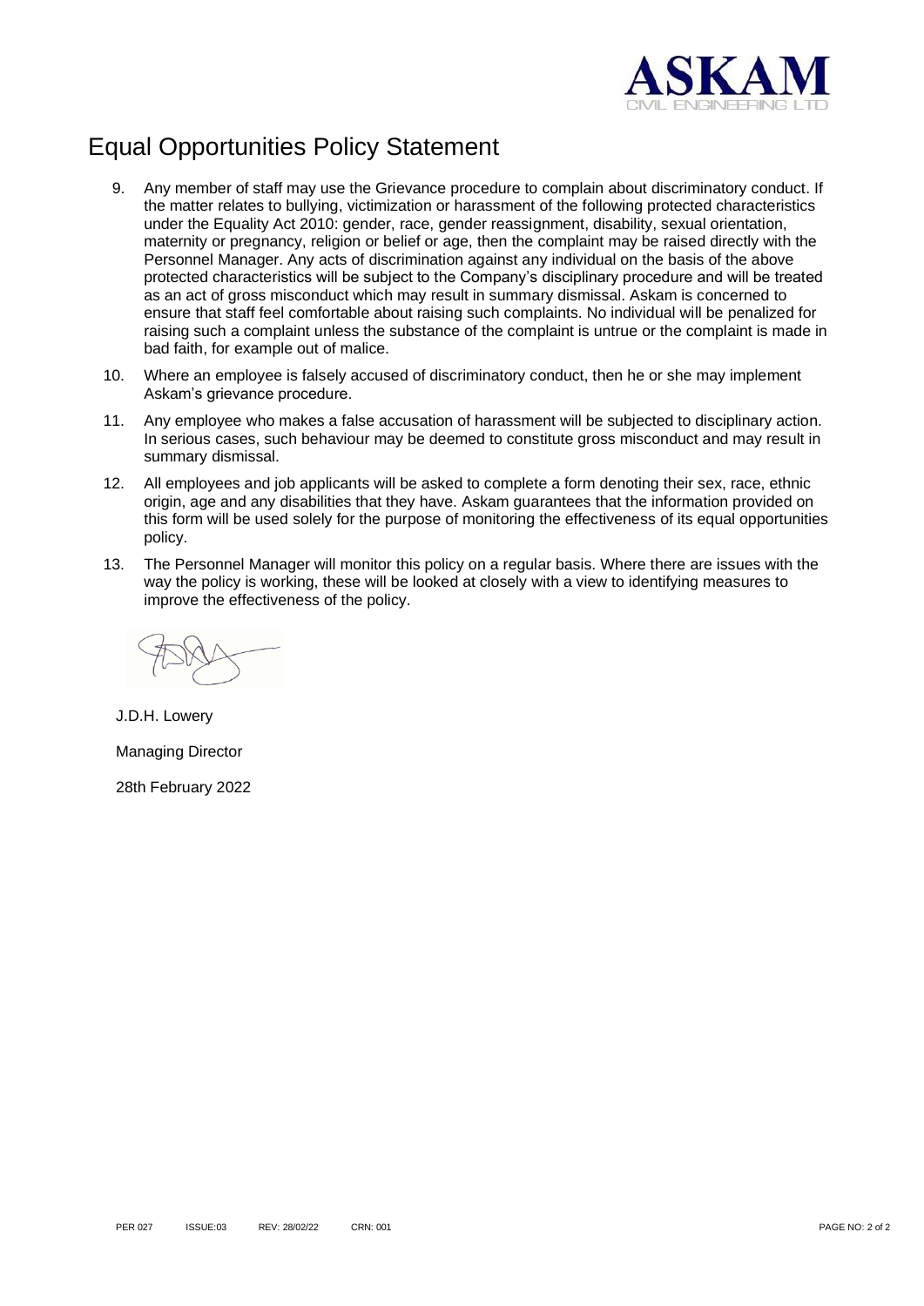# Equal Opportunities Policy Statement

9. Any member of staff may use the Grievance procedure to complain about discriminatory conduct. If the matter relates to bullying, victimization or harassment of the following protected characteristics under the Equality Act 2010: gender, race, gender reassignment, disability, sexual orientation, maternity or pregnancy, religion or belief or age, then the complaint may be raised directly with the Personnel Manager. Any acts of discrimination against any individual on the basis of the above protected characteristics will be subject to the Company's disciplinary procedure and will be treated as an act of gross misconduct which may result in summary dismissal. Askam is concerned to ensure that staff feel comfortable about raising such complaints. No individual will be penalized for raising such a complaint unless the substance of the complaint is untrue or the complaint is made in bad faith, for example out of malice.
10. Where an employee is falsely accused of discriminatory conduct, then he or she may implement Askam's grievance procedure.
11. Any employee who makes a false accusation of harassment will be subjected to disciplinary action. In serious cases, such behaviour may be deemed to constitute gross misconduct and may result in summary dismissal.
12. All employees and job applicants will be asked to complete a form denoting their sex, race, ethnic origin, age and any disabilities that they have. Askam guarantees that the information provided on this form will be used solely for the purpose of monitoring the effectiveness of its equal opportunities policy.
13. The Personnel Manager will monitor this policy on a regular basis. Where there are issues with the way the policy is working, these will be looked at closely with a view to identifying measures to improve the effectiveness of the policy.

J.D.H. Lowery

Managing Director

28th February 2022